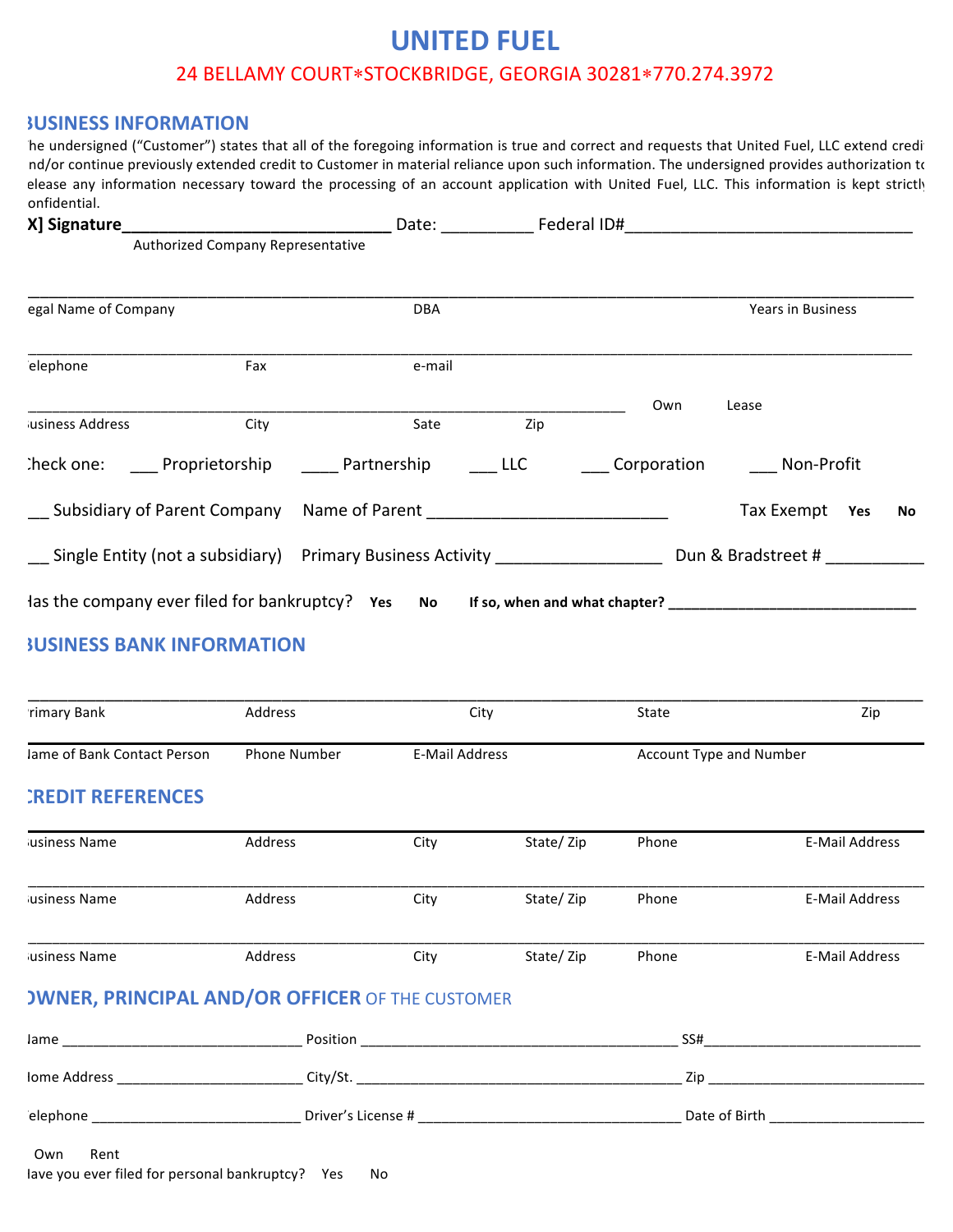# UNITED FUEL

24 BELLAMY COURT*STOCKBRIDGE, GEORGIA 30281*770.274.3972

## BUSINESS INFORMATION

he undersigned ("Customer") states that all of the foregoing information is true and correct and requests that United Fuel, LLC extend credit nd/or continue previously extended credit to Customer in material reliance upon such information. The undersigned provides authorization to elease any information necessary toward the processing of an account application with United Fuel, LLC. This information is kept strictly onfidential.

**X] Signature**______________________________ Date: __________ Federal ID#________________________________

Authorized Company Representative

_____________________________________________________________________________________________________

egal Name of Company | DBA | Years in Business

_____________________________________________________________________________________________________

elephone | Fax | e-mail

_____________________________________________________________________________ Own Lease

usiness Address | City | Sate | Zip

Check one: ___ Proprietorship _____ Partnership ___ LLC ___ Corporation ___ Non-Profit

__ Subsidiary of Parent Company Name of Parent ___________________________ Tax Exempt **Yes** **No**

__ Single Entity (not a subsidiary) Primary Business Activity __________________ Dun & Bradstreet # ___________

Has the company ever filed for bankruptcy? **Yes** **No** **If so, when and what chapter?** ______________________________

## BUSINESS BANK INFORMATION

_____________________________________________________________________________________________________

rimary Bank | Address | City | State | Zip

Name of Bank Contact Person | Phone Number | E-Mail Address | Account Type and Number

## CREDIT REFERENCES

usiness Name | Address | City | State/ Zip | Phone | E-Mail Address

_____________________________________________________________________________________________________

usiness Name | Address | City | State/ Zip | Phone | E-Mail Address

_____________________________________________________________________________________________________

usiness Name | Address | City | State/ Zip | Phone | E-Mail Address

## OWNER, PRINCIPAL AND/OR OFFICER OF THE CUSTOMER

Name ______________________________ Position ________________________________________ SS#___________________________

Home Address ________________________ City/St. _________________________________________ Zip ___________________________

elephone ___________________________ Driver's License # _________________________________ Date of Birth ____________________

Own Rent

Have you ever filed for personal bankruptcy? Yes No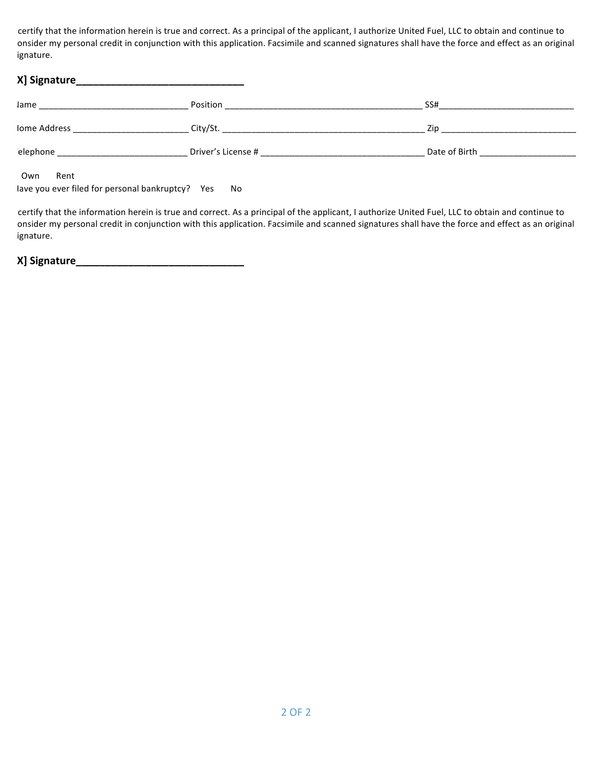certify that the information herein is true and correct. As a principal of the applicant, I authorize United Fuel, LLC to obtain and continue to onsider my personal credit in conjunction with this application. Facsimile and scanned signatures shall have the force and effect as an original ignature.

**X] Signature______________________________**

lame ______________________________ Position _________________________________________ SS#____________________________

lome Address _______________________ City/St. __________________________________________ Zip ____________________________

elephone __________________________ Driver's License # __________________________________ Date of Birth ____________________

Own Rent

lave you ever filed for personal bankruptcy? Yes No

certify that the information herein is true and correct. As a principal of the applicant, I authorize United Fuel, LLC to obtain and continue to onsider my personal credit in conjunction with this application. Facsimile and scanned signatures shall have the force and effect as an original ignature.

**X] Signature______________________________**